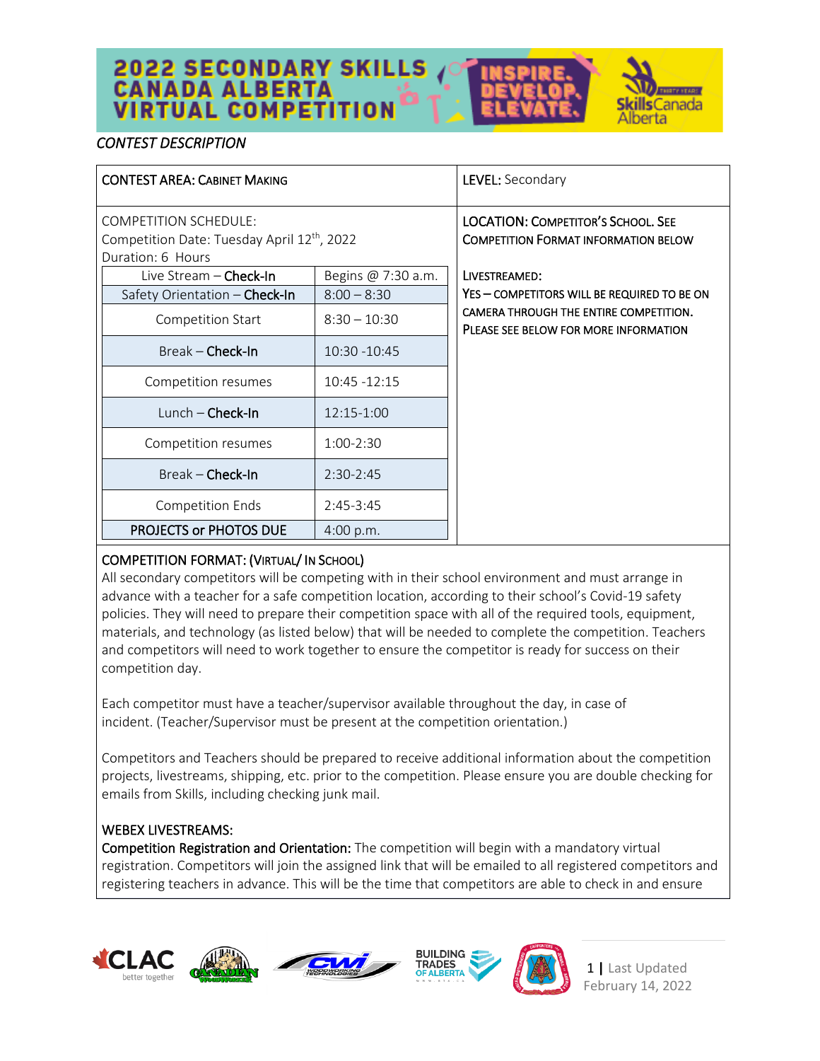# 2022 SECONDARY SKILLS CANADA ALBERTA VIRTUAL COMPETITION

INSPIRE. DEVELOP. ELEVATE.

*CONTEST DESCRIPTION*

| CONTEST AREA: CABINET MAKING | LEVEL: Secondary |
|---|---|
| COMPETITION SCHEDULE:<br>Competition Date: Tuesday April 12th, 2022<br>Duration: 6 Hours | LOCATION: COMPETITOR'S SCHOOL. SEE COMPETITION FORMAT INFORMATION BELOW<br><br>LIVESTREAMED:<br>YES – COMPETITORS WILL BE REQUIRED TO BE ON CAMERA THROUGH THE ENTIRE COMPETITION. PLEASE SEE BELOW FOR MORE INFORMATION |

| Activity | Time |
|---|---|
| Live Stream – **Check-In** | Begins @ 7:30 a.m. |
| Safety Orientation – **Check-In** | 8:00 – 8:30 |
| Competition Start | 8:30 – 10:30 |
| Break – **Check-In** | 10:30 -10:45 |
| Competition resumes | 10:45 -12:15 |
| Lunch – **Check-In** | 12:15-1:00 |
| Competition resumes | 1:00-2:30 |
| Break – **Check-In** | 2:30-2:45 |
| Competition Ends | 2:45-3:45 |
| **PROJECTS or PHOTOS DUE** | 4:00 p.m. |

**COMPETITION FORMAT: (VIRTUAL/ IN SCHOOL)**

All secondary competitors will be competing with in their school environment and must arrange in advance with a teacher for a safe competition location, according to their school's Covid-19 safety policies. They will need to prepare their competition space with all of the required tools, equipment, materials, and technology (as listed below) that will be needed to complete the competition. Teachers and competitors will need to work together to ensure the competitor is ready for success on their competition day.

Each competitor must have a teacher/supervisor available throughout the day, in case of incident. (Teacher/Supervisor must be present at the competition orientation.)

Competitors and Teachers should be prepared to receive additional information about the competition projects, livestreams, shipping, etc. prior to the competition. Please ensure you are double checking for emails from Skills, including checking junk mail.

**WEBEX LIVESTREAMS:**

**Competition Registration and Orientation:** The competition will begin with a mandatory virtual registration. Competitors will join the assigned link that will be emailed to all registered competitors and registering teachers in advance. This will be the time that competitors are able to check in and ensure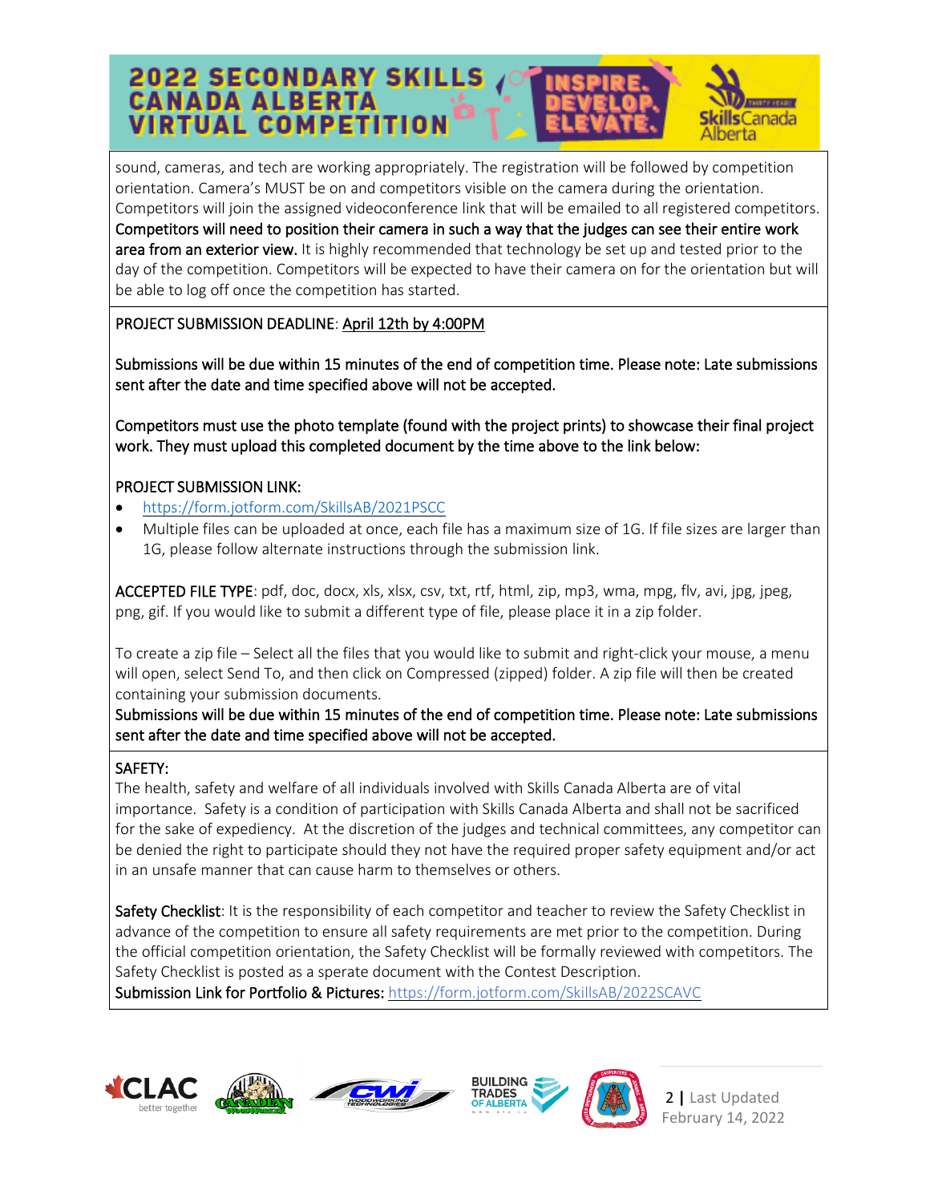sound, cameras, and tech are working appropriately. The registration will be followed by competition orientation. Camera's MUST be on and competitors visible on the camera during the orientation. Competitors will join the assigned videoconference link that will be emailed to all registered competitors. Competitors will need to position their camera in such a way that the judges can see their entire work area from an exterior view. It is highly recommended that technology be set up and tested prior to the day of the competition. Competitors will be expected to have their camera on for the orientation but will be able to log off once the competition has started.

PROJECT SUBMISSION DEADLINE: April 12th by 4:00PM

Submissions will be due within 15 minutes of the end of competition time. Please note: Late submissions sent after the date and time specified above will not be accepted.

Competitors must use the photo template (found with the project prints) to showcase their final project work. They must upload this completed document by the time above to the link below:

PROJECT SUBMISSION LINK:

- https://form.jotform.com/SkillsAB/2021PSCC
- Multiple files can be uploaded at once, each file has a maximum size of 1G. If file sizes are larger than 1G, please follow alternate instructions through the submission link.

ACCEPTED FILE TYPE: pdf, doc, docx, xls, xlsx, csv, txt, rtf, html, zip, mp3, wma, mpg, flv, avi, jpg, jpeg, png, gif. If you would like to submit a different type of file, please place it in a zip folder.

To create a zip file – Select all the files that you would like to submit and right-click your mouse, a menu will open, select Send To, and then click on Compressed (zipped) folder. A zip file will then be created containing your submission documents.
Submissions will be due within 15 minutes of the end of competition time. Please note: Late submissions sent after the date and time specified above will not be accepted.

SAFETY:
The health, safety and welfare of all individuals involved with Skills Canada Alberta are of vital importance. Safety is a condition of participation with Skills Canada Alberta and shall not be sacrificed for the sake of expediency. At the discretion of the judges and technical committees, any competitor can be denied the right to participate should they not have the required proper safety equipment and/or act in an unsafe manner that can cause harm to themselves or others.

Safety Checklist: It is the responsibility of each competitor and teacher to review the Safety Checklist in advance of the competition to ensure all safety requirements are met prior to the competition. During the official competition orientation, the Safety Checklist will be formally reviewed with competitors. The Safety Checklist is posted as a sperate document with the Contest Description.
Submission Link for Portfolio & Pictures: https://form.jotform.com/SkillsAB/2022SCAVC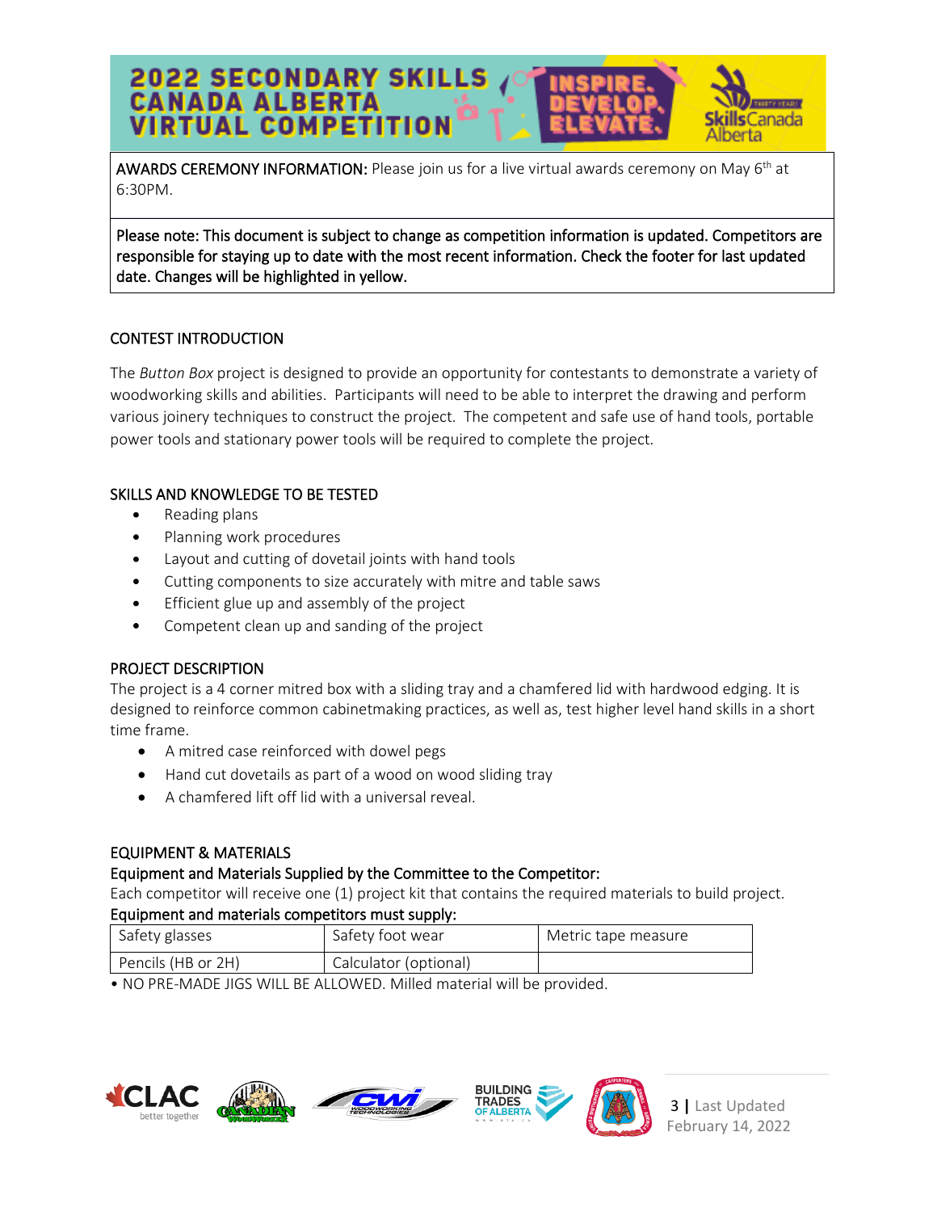**AWARDS CEREMONY INFORMATION:** Please join us for a live virtual awards ceremony on May 6th at 6:30PM.

**Please note: This document is subject to change as competition information is updated. Competitors are responsible for staying up to date with the most recent information. Check the footer for last updated date. Changes will be highlighted in yellow.**

## CONTEST INTRODUCTION

The *Button Box* project is designed to provide an opportunity for contestants to demonstrate a variety of woodworking skills and abilities. Participants will need to be able to interpret the drawing and perform various joinery techniques to construct the project. The competent and safe use of hand tools, portable power tools and stationary power tools will be required to complete the project.

## SKILLS AND KNOWLEDGE TO BE TESTED

- Reading plans
- Planning work procedures
- Layout and cutting of dovetail joints with hand tools
- Cutting components to size accurately with mitre and table saws
- Efficient glue up and assembly of the project
- Competent clean up and sanding of the project

## PROJECT DESCRIPTION

The project is a 4 corner mitred box with a sliding tray and a chamfered lid with hardwood edging. It is designed to reinforce common cabinetmaking practices, as well as, test higher level hand skills in a short time frame.

- A mitred case reinforced with dowel pegs
- Hand cut dovetails as part of a wood on wood sliding tray
- A chamfered lift off lid with a universal reveal.

## EQUIPMENT & MATERIALS

### Equipment and Materials Supplied by the Committee to the Competitor:

Each competitor will receive one (1) project kit that contains the required materials to build project.

### Equipment and materials competitors must supply:

| Safety glasses | Safety foot wear | Metric tape measure |
|---|---|---|
| Pencils (HB or 2H) | Calculator (optional) | |

• NO PRE-MADE JIGS WILL BE ALLOWED. Milled material will be provided.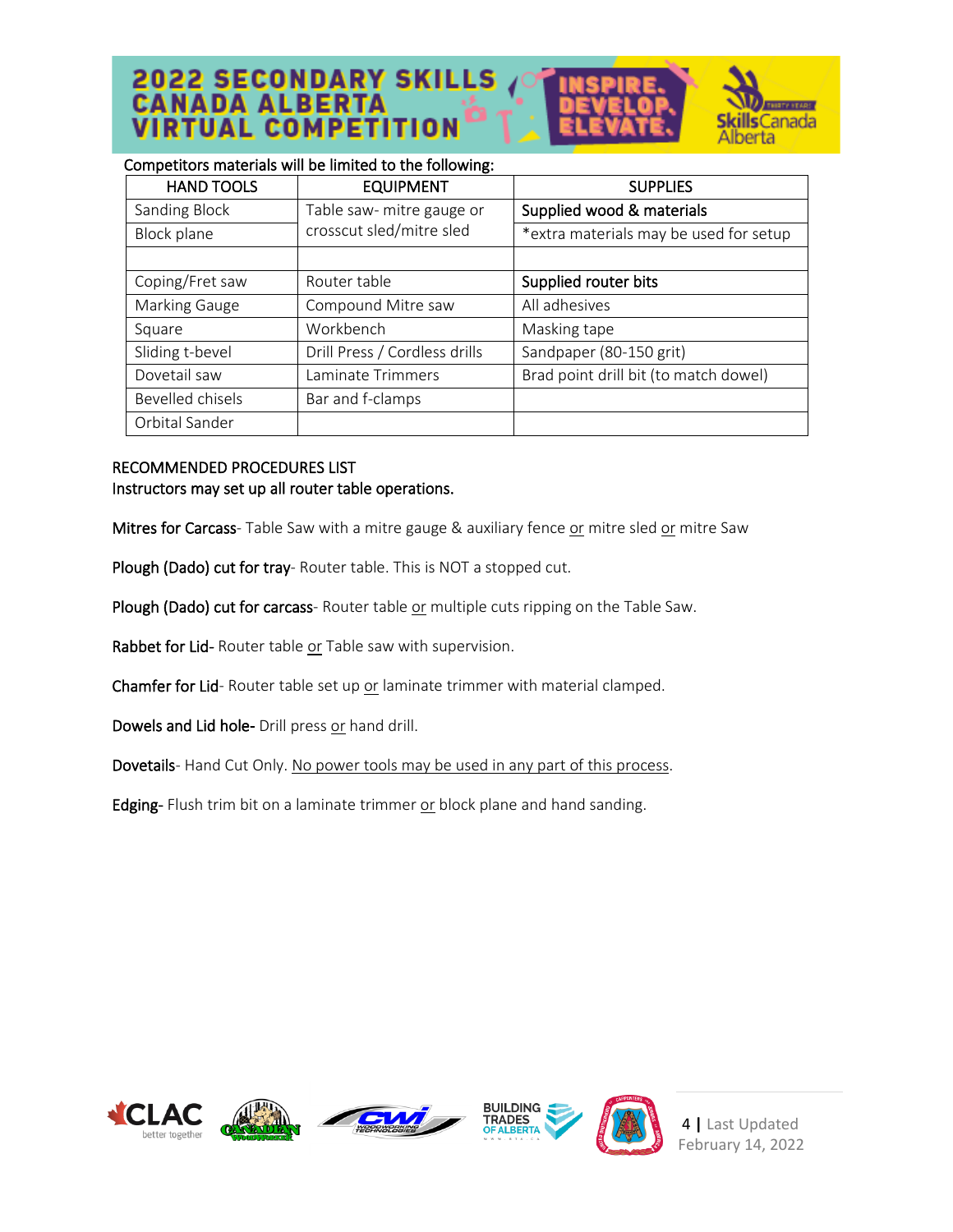Competitors materials will be limited to the following:

| HAND TOOLS | EQUIPMENT | SUPPLIES |
|---|---|---|
| Sanding Block | Table saw- mitre gauge or crosscut sled/mitre sled | Supplied wood & materials |
| Block plane | | *extra materials may be used for setup |
| | | |
| Coping/Fret saw | Router table | Supplied router bits |
| Marking Gauge | Compound Mitre saw | All adhesives |
| Square | Workbench | Masking tape |
| Sliding t-bevel | Drill Press / Cordless drills | Sandpaper (80-150 grit) |
| Dovetail saw | Laminate Trimmers | Brad point drill bit (to match dowel) |
| Bevelled chisels | Bar and f-clamps | |
| Orbital Sander | | |

RECOMMENDED PROCEDURES LIST

Instructors may set up all router table operations.

Mitres for Carcass- Table Saw with a mitre gauge & auxiliary fence or mitre sled or mitre Saw

Plough (Dado) cut for tray- Router table. This is NOT a stopped cut.

Plough (Dado) cut for carcass- Router table or multiple cuts ripping on the Table Saw.

Rabbet for Lid- Router table or Table saw with supervision.

Chamfer for Lid- Router table set up or laminate trimmer with material clamped.

Dowels and Lid hole- Drill press or hand drill.

Dovetails- Hand Cut Only. No power tools may be used in any part of this process.

Edging- Flush trim bit on a laminate trimmer or block plane and hand sanding.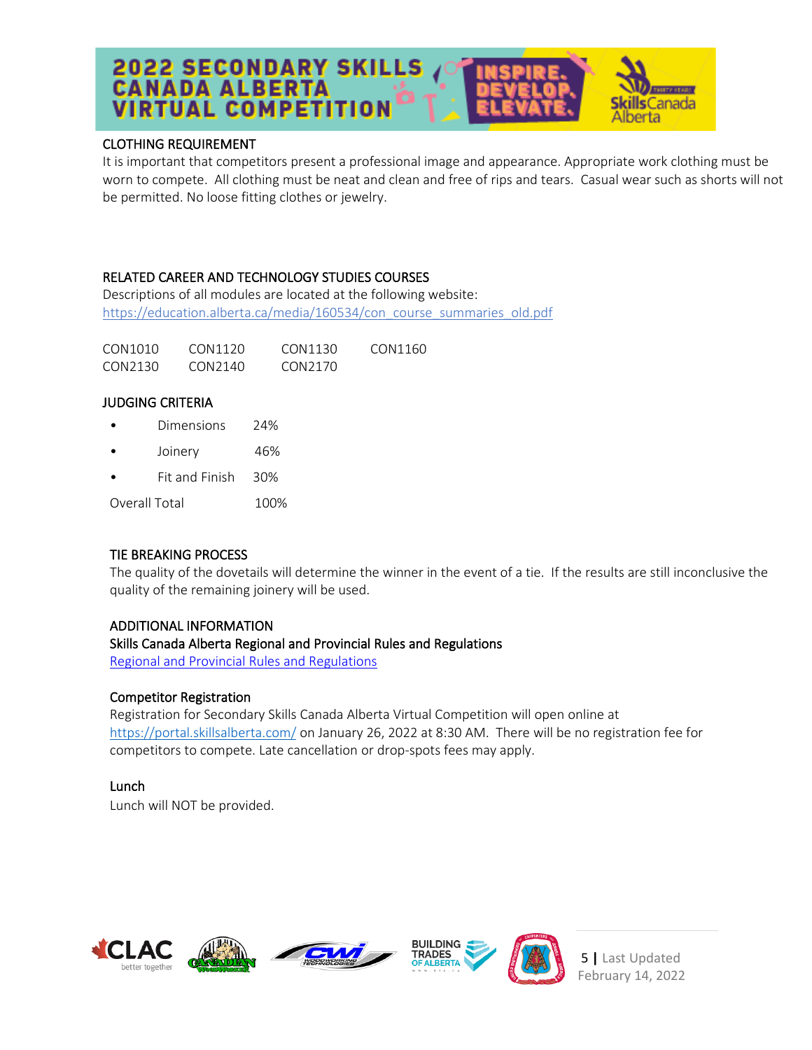## CLOTHING REQUIREMENT

It is important that competitors present a professional image and appearance. Appropriate work clothing must be worn to compete. All clothing must be neat and clean and free of rips and tears. Casual wear such as shorts will not be permitted. No loose fitting clothes or jewelry.

## RELATED CAREER AND TECHNOLOGY STUDIES COURSES

Descriptions of all modules are located at the following website:
https://education.alberta.ca/media/160534/con_course_summaries_old.pdf

| | | | |
|---|---|---|---|
| CON1010 | CON1120 | CON1130 | CON1160 |
| CON2130 | CON2140 | CON2170 | |

## JUDGING CRITERIA

- Dimensions 24%
- Joinery 46%
- Fit and Finish 30%

Overall Total 100%

## TIE BREAKING PROCESS

The quality of the dovetails will determine the winner in the event of a tie. If the results are still inconclusive the quality of the remaining joinery will be used.

## ADDITIONAL INFORMATION

### Skills Canada Alberta Regional and Provincial Rules and Regulations

Regional and Provincial Rules and Regulations

### Competitor Registration

Registration for Secondary Skills Canada Alberta Virtual Competition will open online at https://portal.skillsalberta.com/ on January 26, 2022 at 8:30 AM. There will be no registration fee for competitors to compete. Late cancellation or drop-spots fees may apply.

### Lunch

Lunch will NOT be provided.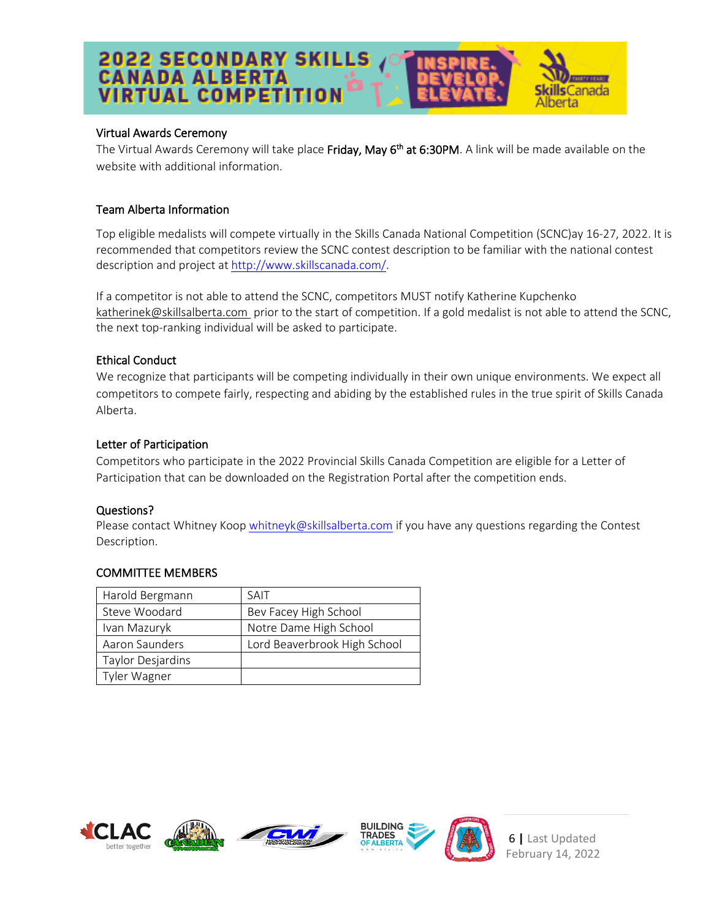### Virtual Awards Ceremony

The Virtual Awards Ceremony will take place **Friday, May 6th at 6:30PM**. A link will be made available on the website with additional information.

### Team Alberta Information

Top eligible medalists will compete virtually in the Skills Canada National Competition (SCNC)ay 16-27, 2022. It is recommended that competitors review the SCNC contest description to be familiar with the national contest description and project at http://www.skillscanada.com/.

If a competitor is not able to attend the SCNC, competitors MUST notify Katherine Kupchenko katherinek@skillsalberta.com prior to the start of competition. If a gold medalist is not able to attend the SCNC, the next top-ranking individual will be asked to participate.

### Ethical Conduct

We recognize that participants will be competing individually in their own unique environments. We expect all competitors to compete fairly, respecting and abiding by the established rules in the true spirit of Skills Canada Alberta.

### Letter of Participation

Competitors who participate in the 2022 Provincial Skills Canada Competition are eligible for a Letter of Participation that can be downloaded on the Registration Portal after the competition ends.

### Questions?

Please contact Whitney Koop whitneyk@skillsalberta.com if you have any questions regarding the Contest Description.

### COMMITTEE MEMBERS

| | |
|---|---|
| Harold Bergmann | SAIT |
| Steve Woodard | Bev Facey High School |
| Ivan Mazuryk | Notre Dame High School |
| Aaron Saunders | Lord Beaverbrook High School |
| Taylor Desjardins | |
| Tyler Wagner | |